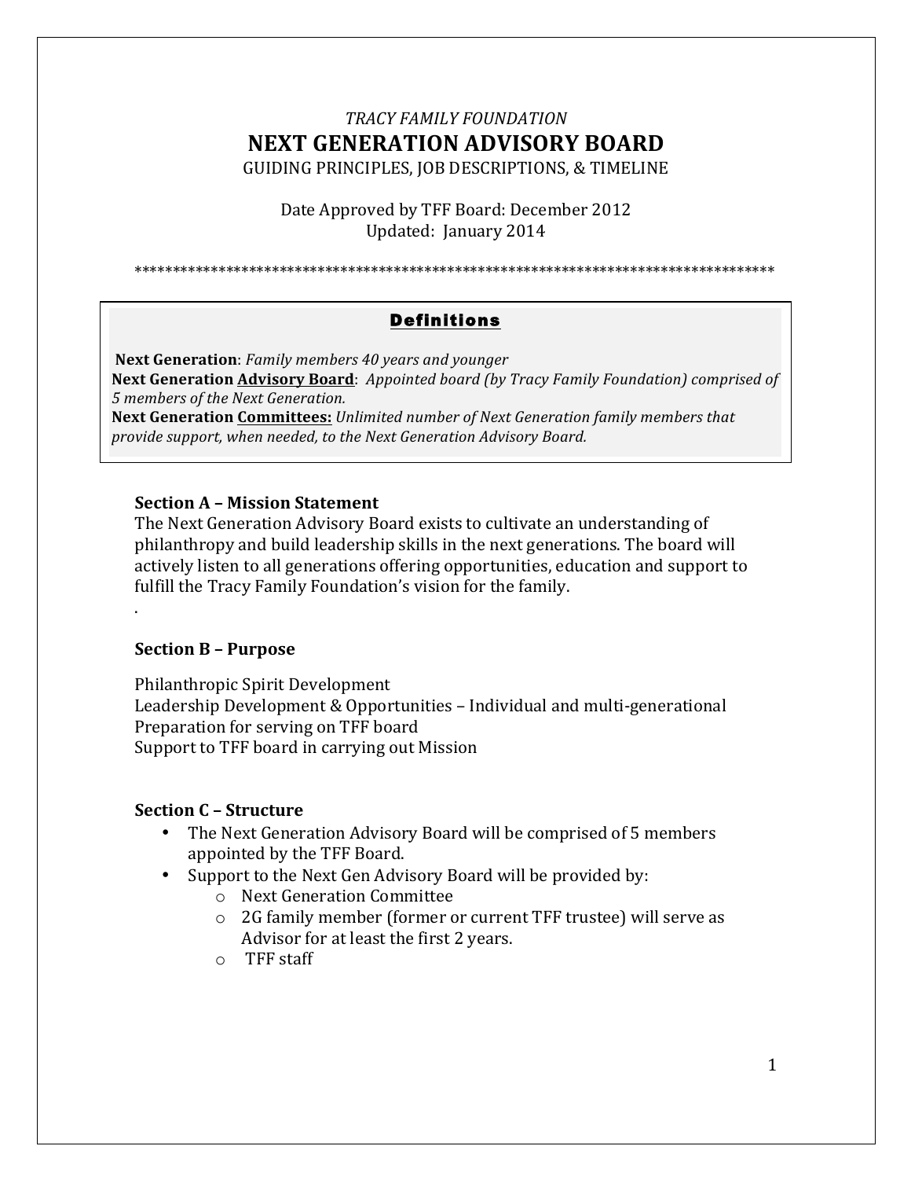*TRACY FAMILY FOUNDATION*

# NEXT GENERATION ADVISORY BOARD

GUIDING PRINCIPLES, JOB DESCRIPTIONS, & TIMELINE

Date Approved by TFF Board: December 2012
Updated: January 2014

************************************************************************************

## Definitions

**Next Generation**: *Family members 40 years and younger*
**Next Generation Advisory Board**: *Appointed board (by Tracy Family Foundation) comprised of 5 members of the Next Generation.*
**Next Generation Committees:** *Unlimited number of Next Generation family members that provide support, when needed, to the Next Generation Advisory Board.*

### Section A – Mission Statement

The Next Generation Advisory Board exists to cultivate an understanding of philanthropy and build leadership skills in the next generations. The board will actively listen to all generations offering opportunities, education and support to fulfill the Tracy Family Foundation's vision for the family.

.

### Section B – Purpose

Philanthropic Spirit Development
Leadership Development & Opportunities – Individual and multi-generational
Preparation for serving on TFF board
Support to TFF board in carrying out Mission

### Section C – Structure

- The Next Generation Advisory Board will be comprised of 5 members appointed by the TFF Board.
- Support to the Next Gen Advisory Board will be provided by:
  - Next Generation Committee
  - 2G family member (former or current TFF trustee) will serve as Advisor for at least the first 2 years.
  - TFF staff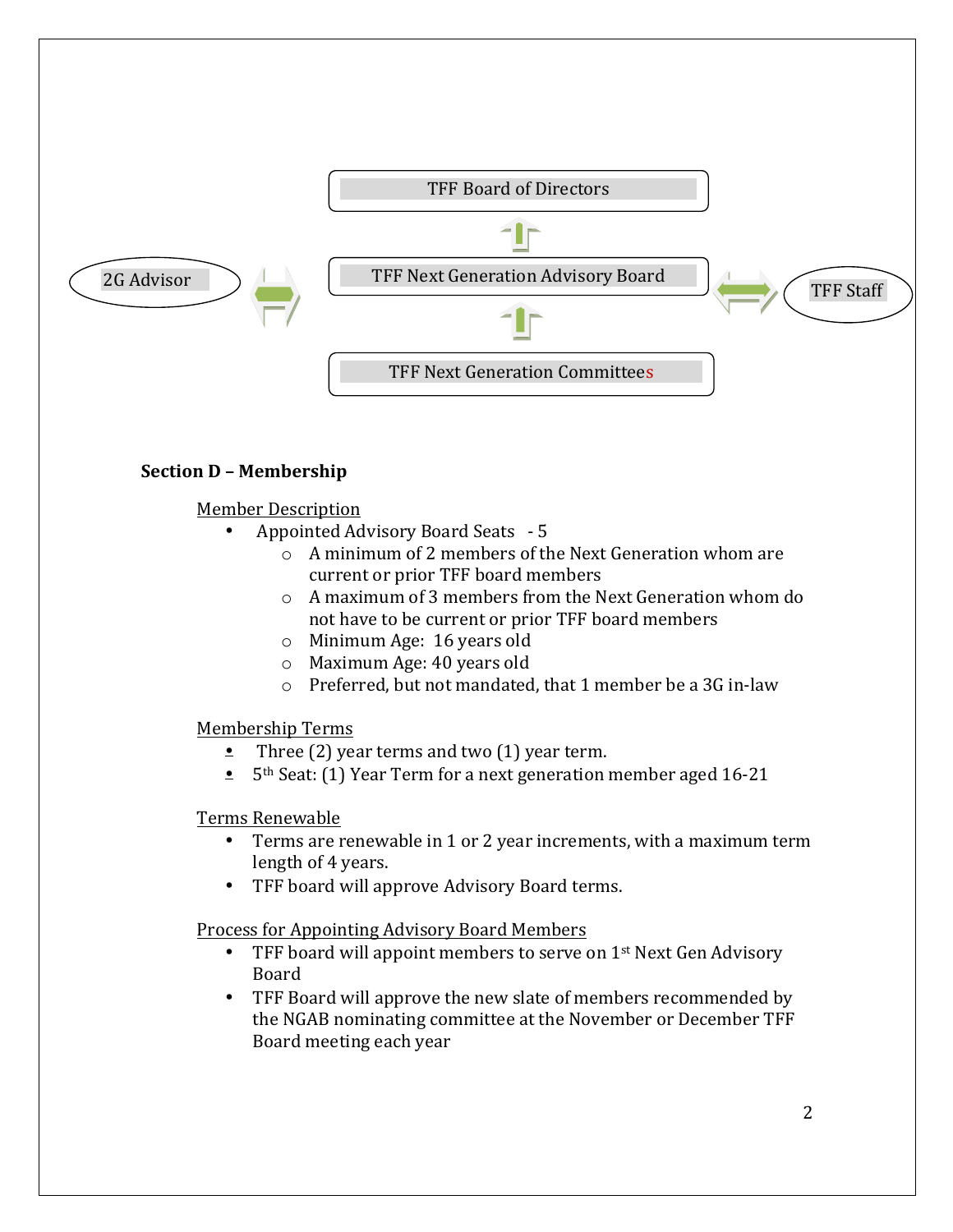TFF Board of Directors

2G Advisor ⇔ TFF Next Generation Advisory Board ⇔ TFF Staff

TFF Next Generation Committees

**Section D – Membership**

Member Description

- Appointed Advisory Board Seats - 5
  - A minimum of 2 members of the Next Generation whom are current or prior TFF board members
  - A maximum of 3 members from the Next Generation whom do not have to be current or prior TFF board members
  - Minimum Age: 16 years old
  - Maximum Age: 40 years old
  - Preferred, but not mandated, that 1 member be a 3G in-law

Membership Terms

- Three (2) year terms and two (1) year term.
- 5th Seat: (1) Year Term for a next generation member aged 16-21

Terms Renewable

- Terms are renewable in 1 or 2 year increments, with a maximum term length of 4 years.
- TFF board will approve Advisory Board terms.

Process for Appointing Advisory Board Members

- TFF board will appoint members to serve on 1st Next Gen Advisory Board
- TFF Board will approve the new slate of members recommended by the NGAB nominating committee at the November or December TFF Board meeting each year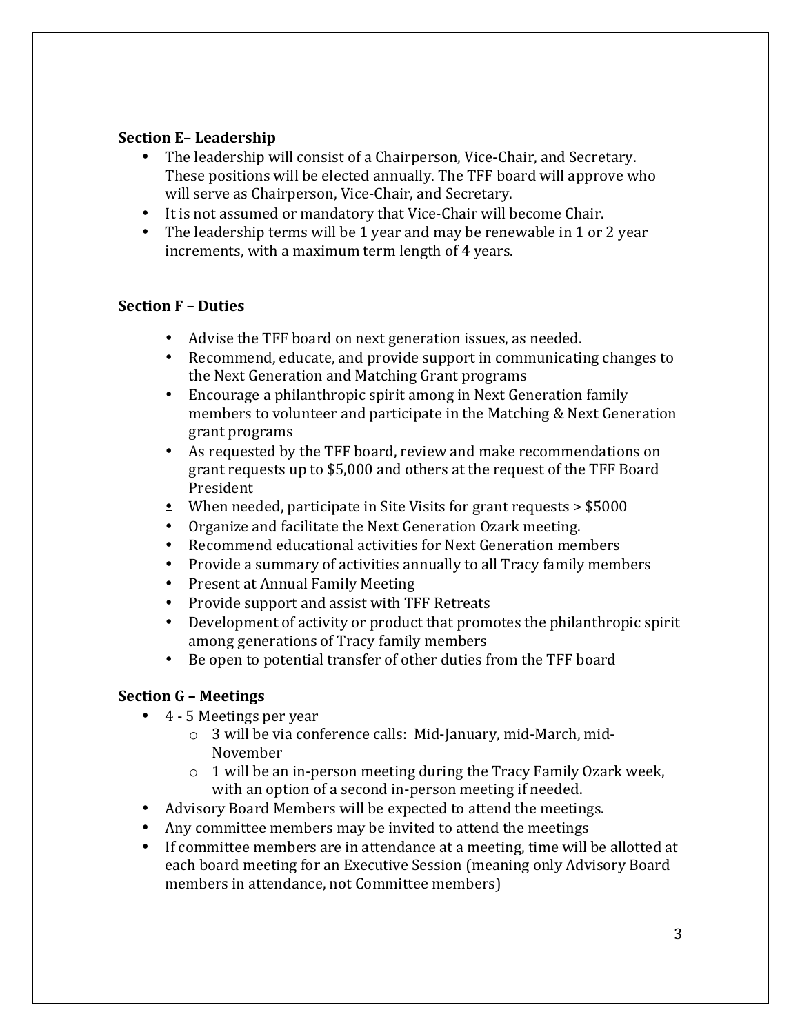**Section E– Leadership**

- The leadership will consist of a Chairperson, Vice-Chair, and Secretary. These positions will be elected annually. The TFF board will approve who will serve as Chairperson, Vice-Chair, and Secretary.
- It is not assumed or mandatory that Vice-Chair will become Chair.
- The leadership terms will be 1 year and may be renewable in 1 or 2 year increments, with a maximum term length of 4 years.

**Section F – Duties**

- Advise the TFF board on next generation issues, as needed.
- Recommend, educate, and provide support in communicating changes to the Next Generation and Matching Grant programs
- Encourage a philanthropic spirit among in Next Generation family members to volunteer and participate in the Matching & Next Generation grant programs
- As requested by the TFF board, review and make recommendations on grant requests up to $5,000 and others at the request of the TFF Board President
- When needed, participate in Site Visits for grant requests > $5000
- Organize and facilitate the Next Generation Ozark meeting.
- Recommend educational activities for Next Generation members
- Provide a summary of activities annually to all Tracy family members
- Present at Annual Family Meeting
- Provide support and assist with TFF Retreats
- Development of activity or product that promotes the philanthropic spirit among generations of Tracy family members
- Be open to potential transfer of other duties from the TFF board

**Section G – Meetings**

- 4 - 5 Meetings per year
  - 3 will be via conference calls: Mid-January, mid-March, mid-November
  - 1 will be an in-person meeting during the Tracy Family Ozark week, with an option of a second in-person meeting if needed.
- Advisory Board Members will be expected to attend the meetings.
- Any committee members may be invited to attend the meetings
- If committee members are in attendance at a meeting, time will be allotted at each board meeting for an Executive Session (meaning only Advisory Board members in attendance, not Committee members)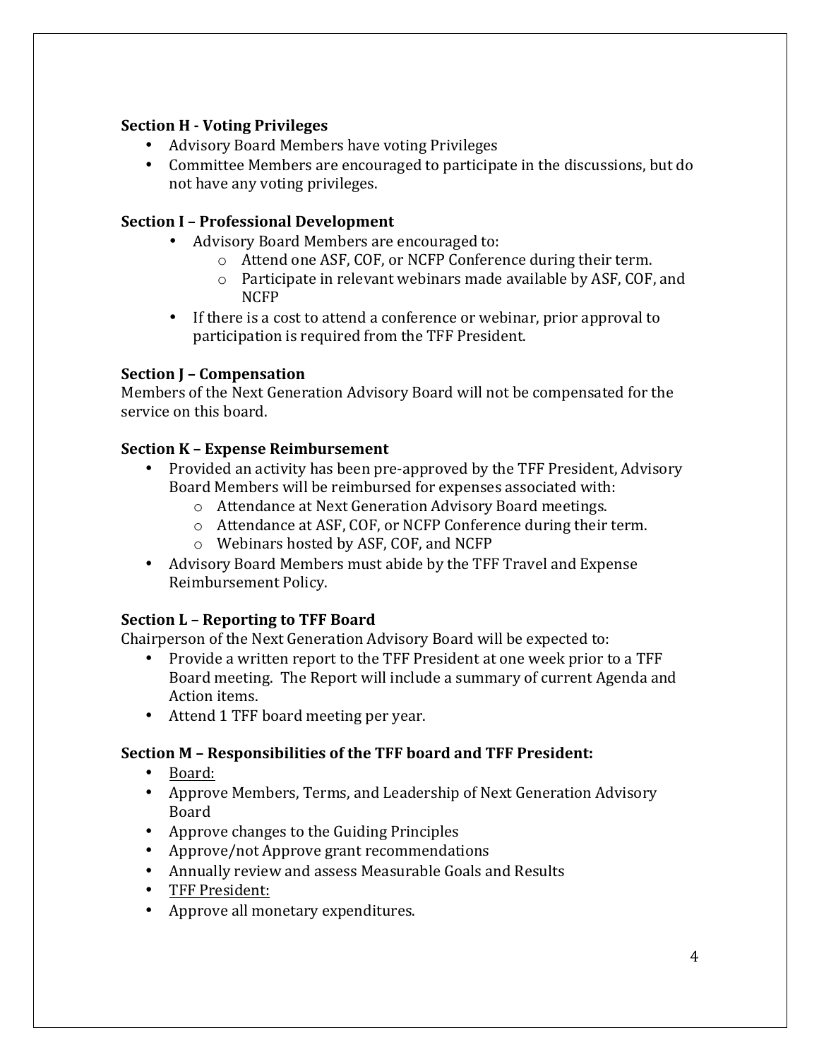**Section H - Voting Privileges**

- Advisory Board Members have voting Privileges
- Committee Members are encouraged to participate in the discussions, but do not have any voting privileges.

**Section I – Professional Development**

- Advisory Board Members are encouraged to:
    - Attend one ASF, COF, or NCFP Conference during their term.
    - Participate in relevant webinars made available by ASF, COF, and NCFP
- If there is a cost to attend a conference or webinar, prior approval to participation is required from the TFF President.

**Section J – Compensation**

Members of the Next Generation Advisory Board will not be compensated for the service on this board.

**Section K – Expense Reimbursement**

- Provided an activity has been pre-approved by the TFF President, Advisory Board Members will be reimbursed for expenses associated with:
    - Attendance at Next Generation Advisory Board meetings.
    - Attendance at ASF, COF, or NCFP Conference during their term.
    - Webinars hosted by ASF, COF, and NCFP
- Advisory Board Members must abide by the TFF Travel and Expense Reimbursement Policy.

**Section L – Reporting to TFF Board**

Chairperson of the Next Generation Advisory Board will be expected to:

- Provide a written report to the TFF President at one week prior to a TFF Board meeting. The Report will include a summary of current Agenda and Action items.
- Attend 1 TFF board meeting per year.

**Section M – Responsibilities of the TFF board and TFF President:**

- <u>Board:</u>
- Approve Members, Terms, and Leadership of Next Generation Advisory Board
- Approve changes to the Guiding Principles
- Approve/not Approve grant recommendations
- Annually review and assess Measurable Goals and Results
- <u>TFF President:</u>
- Approve all monetary expenditures.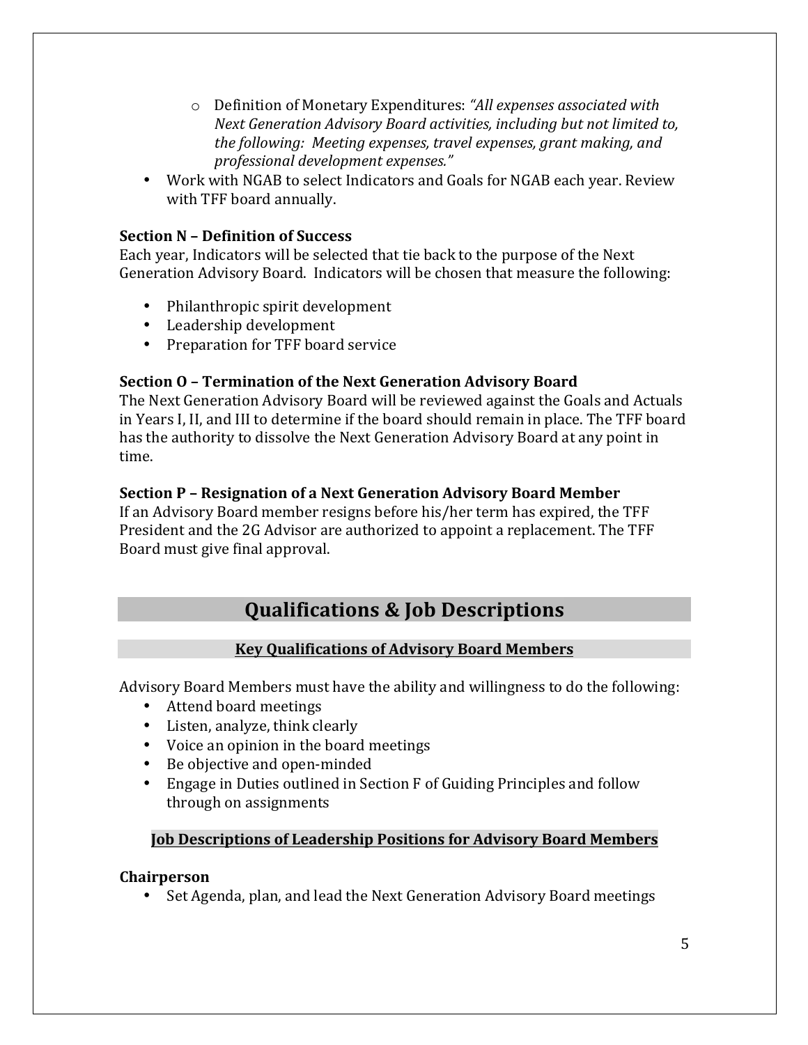- Definition of Monetary Expenditures: *"All expenses associated with Next Generation Advisory Board activities, including but not limited to, the following: Meeting expenses, travel expenses, grant making, and professional development expenses."*
- Work with NGAB to select Indicators and Goals for NGAB each year. Review with TFF board annually.

**Section N – Definition of Success**

Each year, Indicators will be selected that tie back to the purpose of the Next Generation Advisory Board. Indicators will be chosen that measure the following:

- Philanthropic spirit development
- Leadership development
- Preparation for TFF board service

**Section O – Termination of the Next Generation Advisory Board**

The Next Generation Advisory Board will be reviewed against the Goals and Actuals in Years I, II, and III to determine if the board should remain in place. The TFF board has the authority to dissolve the Next Generation Advisory Board at any point in time.

**Section P – Resignation of a Next Generation Advisory Board Member**

If an Advisory Board member resigns before his/her term has expired, the TFF President and the 2G Advisor are authorized to appoint a replacement. The TFF Board must give final approval.

## Qualifications & Job Descriptions

### Key Qualifications of Advisory Board Members

Advisory Board Members must have the ability and willingness to do the following:

- Attend board meetings
- Listen, analyze, think clearly
- Voice an opinion in the board meetings
- Be objective and open-minded
- Engage in Duties outlined in Section F of Guiding Principles and follow through on assignments

### Job Descriptions of Leadership Positions for Advisory Board Members

**Chairperson**

- Set Agenda, plan, and lead the Next Generation Advisory Board meetings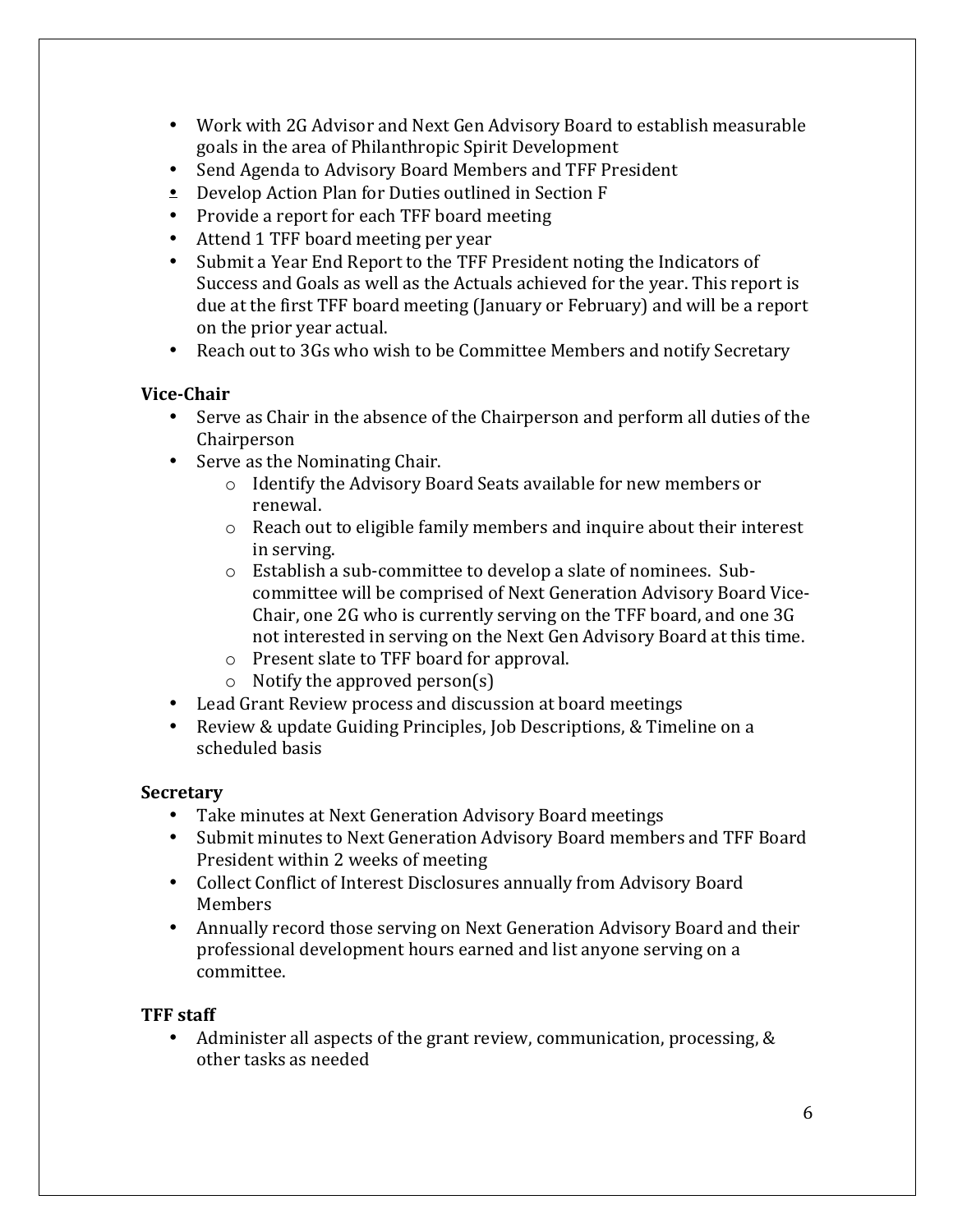- Work with 2G Advisor and Next Gen Advisory Board to establish measurable goals in the area of Philanthropic Spirit Development
- Send Agenda to Advisory Board Members and TFF President
- Develop Action Plan for Duties outlined in Section F
- Provide a report for each TFF board meeting
- Attend 1 TFF board meeting per year
- Submit a Year End Report to the TFF President noting the Indicators of Success and Goals as well as the Actuals achieved for the year. This report is due at the first TFF board meeting (January or February) and will be a report on the prior year actual.
- Reach out to 3Gs who wish to be Committee Members and notify Secretary

**Vice-Chair**

- Serve as Chair in the absence of the Chairperson and perform all duties of the Chairperson
- Serve as the Nominating Chair.
    - Identify the Advisory Board Seats available for new members or renewal.
    - Reach out to eligible family members and inquire about their interest in serving.
    - Establish a sub-committee to develop a slate of nominees. Sub-committee will be comprised of Next Generation Advisory Board Vice-Chair, one 2G who is currently serving on the TFF board, and one 3G not interested in serving on the Next Gen Advisory Board at this time.
    - Present slate to TFF board for approval.
    - Notify the approved person(s)
- Lead Grant Review process and discussion at board meetings
- Review & update Guiding Principles, Job Descriptions, & Timeline on a scheduled basis

**Secretary**

- Take minutes at Next Generation Advisory Board meetings
- Submit minutes to Next Generation Advisory Board members and TFF Board President within 2 weeks of meeting
- Collect Conflict of Interest Disclosures annually from Advisory Board Members
- Annually record those serving on Next Generation Advisory Board and their professional development hours earned and list anyone serving on a committee.

**TFF staff**

- Administer all aspects of the grant review, communication, processing, & other tasks as needed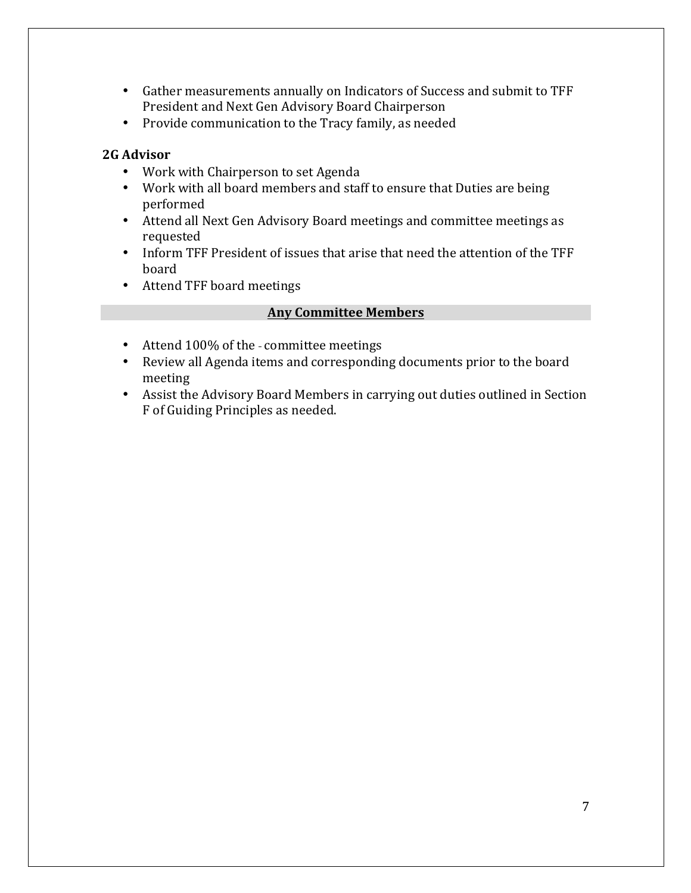- Gather measurements annually on Indicators of Success and submit to TFF President and Next Gen Advisory Board Chairperson
- Provide communication to the Tracy family, as needed

**2G Advisor**

- Work with Chairperson to set Agenda
- Work with all board members and staff to ensure that Duties are being performed
- Attend all Next Gen Advisory Board meetings and committee meetings as requested
- Inform TFF President of issues that arise that need the attention of the TFF board
- Attend TFF board meetings

## **Any Committee Members**

- Attend 100% of the - committee meetings
- Review all Agenda items and corresponding documents prior to the board meeting
- Assist the Advisory Board Members in carrying out duties outlined in Section F of Guiding Principles as needed.